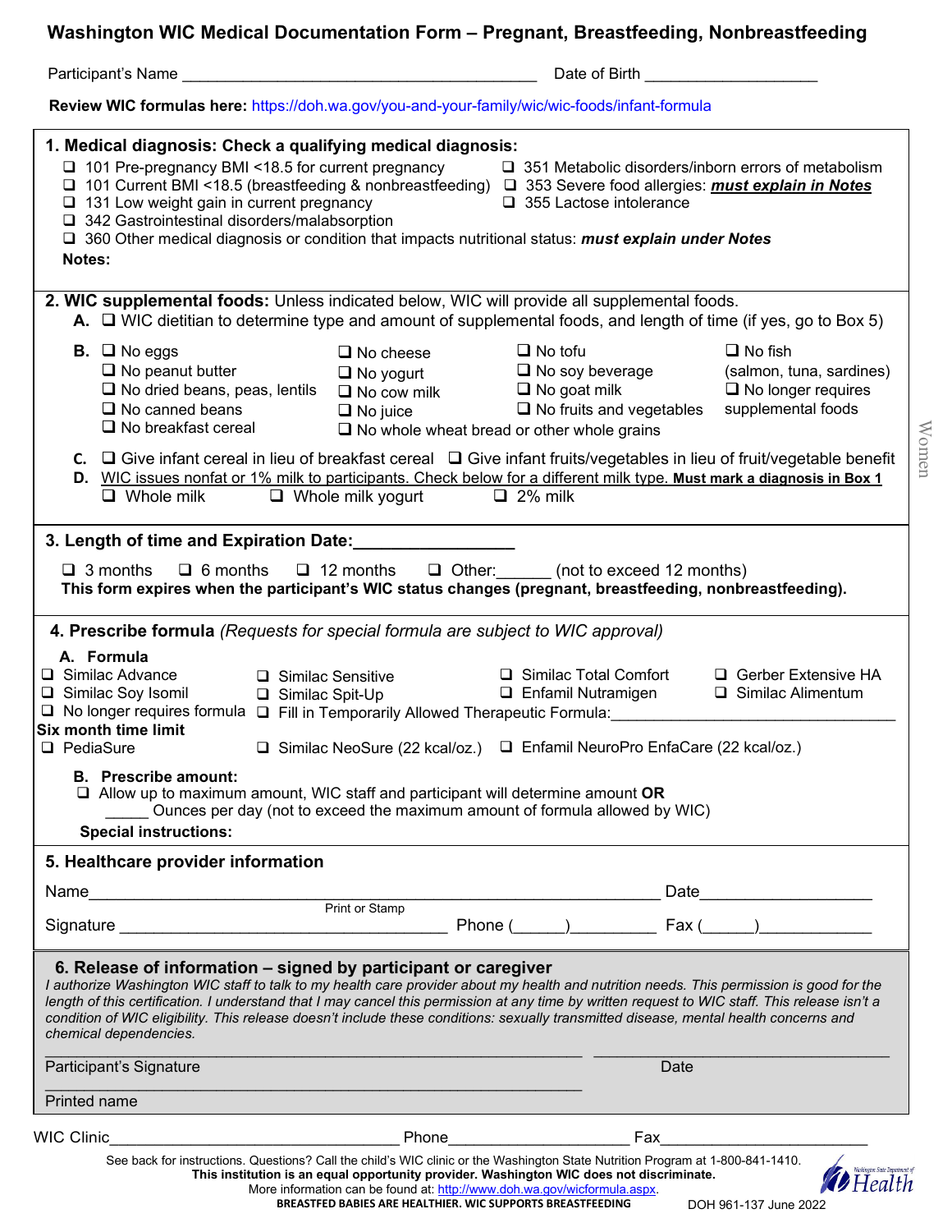# Washington WIC Medical Documentation Form – Pregnant, Breastfeeding, Nonbreastfeeding

Participant's Name ____________________________________________ Date of Birth ____________________

**Review WIC formulas here:** https://doh.wa.gov/you-and-your-family/wic/wic-foods/infant-formula

## 1. Medical diagnosis: Check a qualifying medical diagnosis:

- ❑ 101 Pre-pregnancy BMI <18.5 for current pregnancy
- ❑ 101 Current BMI <18.5 (breastfeeding & nonbreastfeeding)
- ❑ 131 Low weight gain in current pregnancy
- ❑ 342 Gastrointestinal disorders/malabsorption
- ❑ 351 Metabolic disorders/inborn errors of metabolism
- ❑ 353 Severe food allergies: ***must explain in Notes***
- ❑ 355 Lactose intolerance
- ❑ 360 Other medical diagnosis or condition that impacts nutritional status: ***must explain under Notes***

**Notes:**

## 2. WIC supplemental foods: Unless indicated below, WIC will provide all supplemental foods.

**A.** ❑ WIC dietitian to determine type and amount of supplemental foods, and length of time (if yes, go to Box 5)

**B.**
- ❑ No eggs
- ❑ No peanut butter
- ❑ No dried beans, peas, lentils
- ❑ No canned beans
- ❑ No breakfast cereal
- ❑ No cheese
- ❑ No yogurt
- ❑ No cow milk
- ❑ No juice
- ❑ No whole wheat bread or other whole grains
- ❑ No tofu
- ❑ No soy beverage
- ❑ No goat milk
- ❑ No fruits and vegetables
- ❑ No fish (salmon, tuna, sardines)
- ❑ No longer requires supplemental foods

**C.** ❑ Give infant cereal in lieu of breakfast cereal ❑ Give infant fruits/vegetables in lieu of fruit/vegetable benefit

**D.** WIC issues nonfat or 1% milk to participants. Check below for a different milk type. **Must mark a diagnosis in Box 1**

❑ Whole milk ❑ Whole milk yogurt ❑ 2% milk

## 3. Length of time and Expiration Date:________________

❑ 3 months ❑ 6 months ❑ 12 months ❑ Other:______ (not to exceed 12 months)

**This form expires when the participant's WIC status changes (pregnant, breastfeeding, nonbreastfeeding).**

## 4. Prescribe formula *(Requests for special formula are subject to WIC approval)*

**A. Formula**

- ❑ Similac Advance
- ❑ Similac Soy Isomil
- ❑ No longer requires formula
- ❑ Similac Sensitive
- ❑ Similac Spit-Up
- ❑ Fill in Temporarily Allowed Therapeutic Formula:________________________________
- ❑ Similac Total Comfort
- ❑ Enfamil Nutramigen
- ❑ Gerber Extensive HA
- ❑ Similac Alimentum

**Six month time limit**

- ❑ PediaSure
- ❑ Similac NeoSure (22 kcal/oz.)
- ❑ Enfamil NeuroPro EnfaCare (22 kcal/oz.)

**B. Prescribe amount:**

❑ Allow up to maximum amount, WIC staff and participant will determine amount **OR**

_____ Ounces per day (not to exceed the maximum amount of formula allowed by WIC)

**Special instructions:**

## 5. Healthcare provider information

Name_____________________________________________________________ Date___________________

Print or Stamp

Signature ____________________________________ Phone (______)_________ Fax (______)____________

## 6. Release of information – signed by participant or caregiver

*I authorize Washington WIC staff to talk to my health care provider about my health and nutrition needs. This permission is good for the length of this certification. I understand that I may cancel this permission at any time by written request to WIC staff. This release isn't a condition of WIC eligibility. This release doesn't include these conditions: sexually transmitted disease, mental health concerns and chemical dependencies.*

_____________________________________________________________ ___________________________________

Participant's Signature Date

_____________________________________________________________

Printed name

WIC Clinic__________________________________ Phone____________________ Fax_______________________

See back for instructions. Questions? Call the child's WIC clinic or the Washington State Nutrition Program at 1-800-841-1410.

**This institution is an equal opportunity provider. Washington WIC does not discriminate.**

More information can be found at: http://www.doh.wa.gov/wicformula.aspx.

**BREASTFED BABIES ARE HEALTHIER. WIC SUPPORTS BREASTFEEDING**

DOH 961-137 June 2022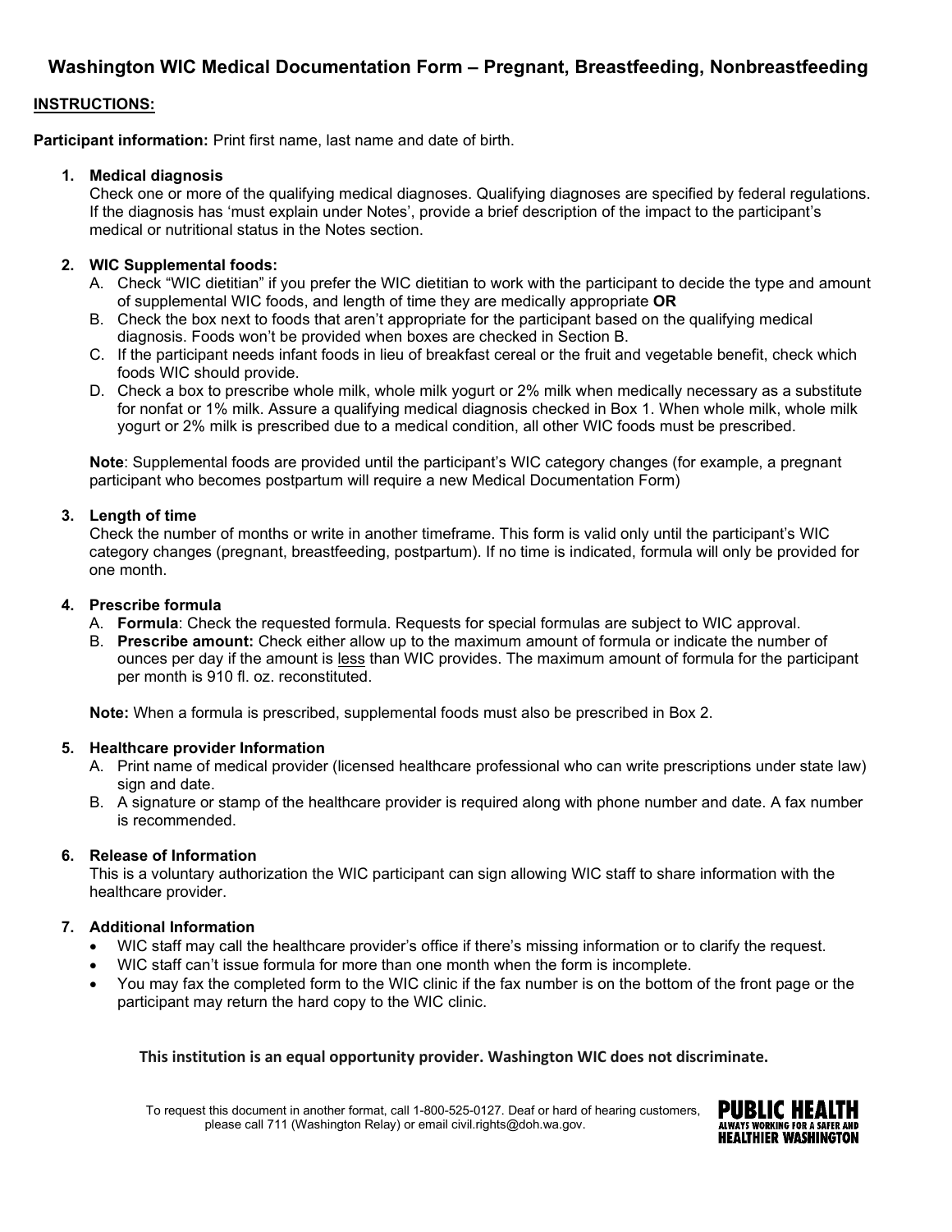## Washington WIC Medical Documentation Form – Pregnant, Breastfeeding, Nonbreastfeeding

**INSTRUCTIONS:**

**Participant information:** Print first name, last name and date of birth.

1. **Medical diagnosis**
   Check one or more of the qualifying medical diagnoses. Qualifying diagnoses are specified by federal regulations. If the diagnosis has 'must explain under Notes', provide a brief description of the impact to the participant's medical or nutritional status in the Notes section.

2. **WIC Supplemental foods:**
   A. Check "WIC dietitian" if you prefer the WIC dietitian to work with the participant to decide the type and amount of supplemental WIC foods, and length of time they are medically appropriate **OR**
   B. Check the box next to foods that aren't appropriate for the participant based on the qualifying medical diagnosis. Foods won't be provided when boxes are checked in Section B.
   C. If the participant needs infant foods in lieu of breakfast cereal or the fruit and vegetable benefit, check which foods WIC should provide.
   D. Check a box to prescribe whole milk, whole milk yogurt or 2% milk when medically necessary as a substitute for nonfat or 1% milk. Assure a qualifying medical diagnosis checked in Box 1. When whole milk, whole milk yogurt or 2% milk is prescribed due to a medical condition, all other WIC foods must be prescribed.

   **Note**: Supplemental foods are provided until the participant's WIC category changes (for example, a pregnant participant who becomes postpartum will require a new Medical Documentation Form)

3. **Length of time**
   Check the number of months or write in another timeframe. This form is valid only until the participant's WIC category changes (pregnant, breastfeeding, postpartum). If no time is indicated, formula will only be provided for one month.

4. **Prescribe formula**
   A. **Formula**: Check the requested formula. Requests for special formulas are subject to WIC approval.
   B. **Prescribe amount:** Check either allow up to the maximum amount of formula or indicate the number of ounces per day if the amount is less than WIC provides. The maximum amount of formula for the participant per month is 910 fl. oz. reconstituted.

   **Note:** When a formula is prescribed, supplemental foods must also be prescribed in Box 2.

5. **Healthcare provider Information**
   A. Print name of medical provider (licensed healthcare professional who can write prescriptions under state law) sign and date.
   B. A signature or stamp of the healthcare provider is required along with phone number and date. A fax number is recommended.

6. **Release of Information**
   This is a voluntary authorization the WIC participant can sign allowing WIC staff to share information with the healthcare provider.

7. **Additional Information**
   - WIC staff may call the healthcare provider's office if there's missing information or to clarify the request.
   - WIC staff can't issue formula for more than one month when the form is incomplete.
   - You may fax the completed form to the WIC clinic if the fax number is on the bottom of the front page or the participant may return the hard copy to the WIC clinic.

**This institution is an equal opportunity provider. Washington WIC does not discriminate.**

To request this document in another format, call 1-800-525-0127. Deaf or hard of hearing customers, please call 711 (Washington Relay) or email civil.rights@doh.wa.gov.

PUBLIC HEALTH
ALWAYS WORKING FOR A SAFER AND HEALTHIER WASHINGTON